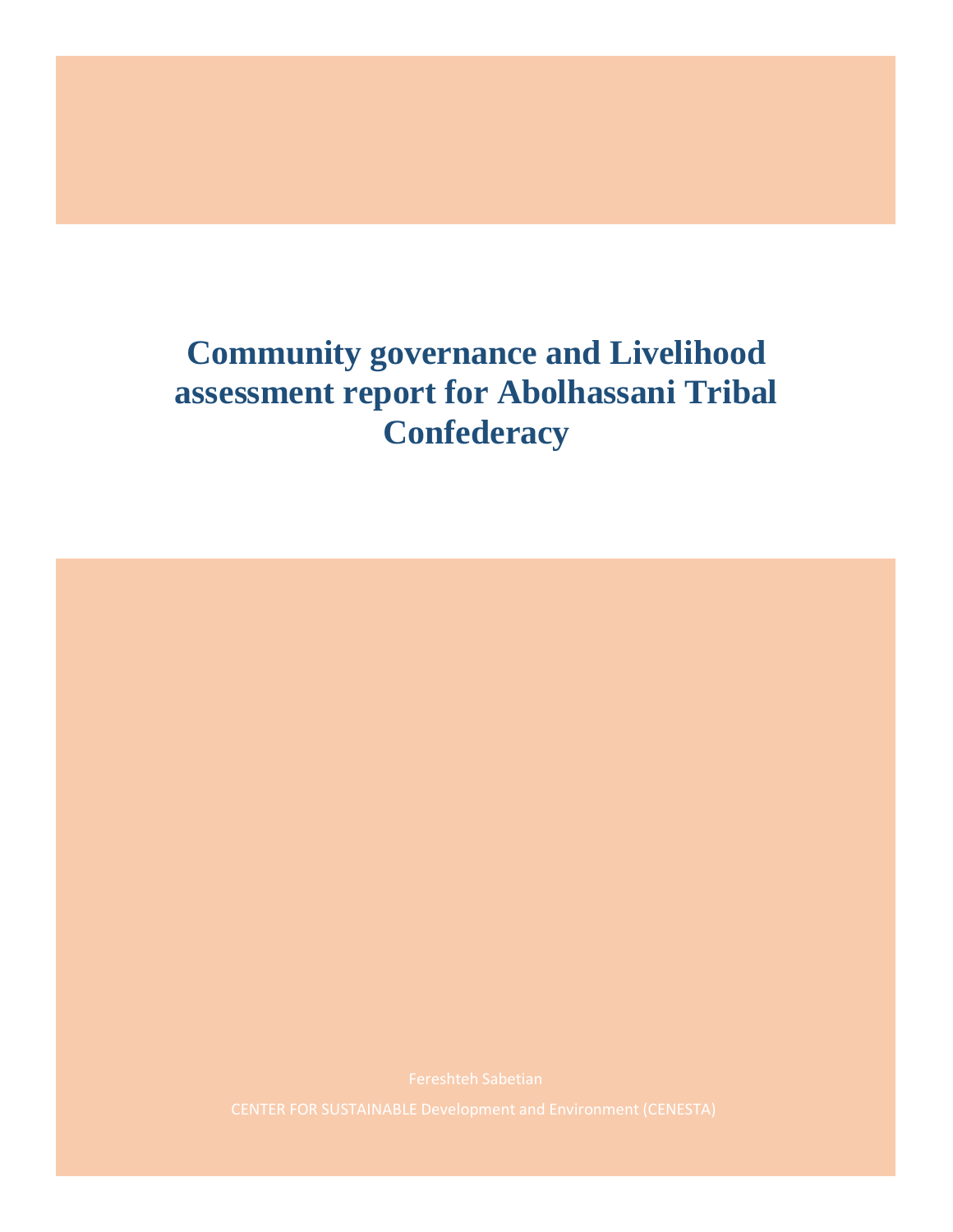# Community governance and Livelihood assessment report for Abolhassani Tribal Confederacy

Fereshteh Sabetian

CENTER FOR SUSTAINABLE Development and Environment (CENESTA)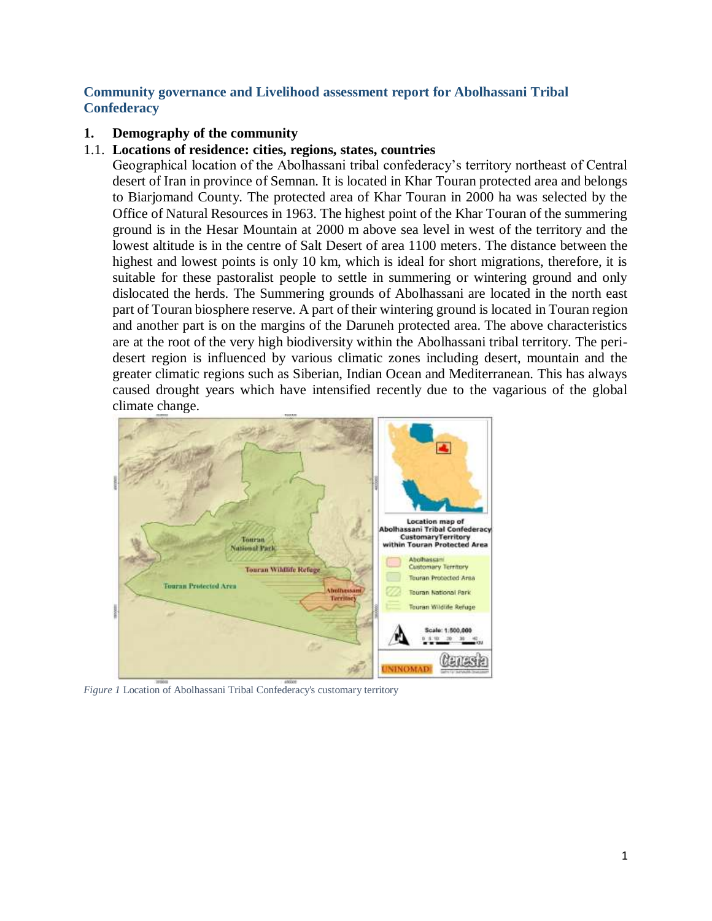## Community governance and Livelihood assessment report for Abolhassani Tribal Confederacy

### 1. Demography of the community

#### 1.1. Locations of residence: cities, regions, states, countries

Geographical location of the Abolhassani tribal confederacy's territory northeast of Central desert of Iran in province of Semnan. It is located in Khar Touran protected area and belongs to Biarjomand County. The protected area of Khar Touran in 2000 ha was selected by the Office of Natural Resources in 1963. The highest point of the Khar Touran of the summering ground is in the Hesar Mountain at 2000 m above sea level in west of the territory and the lowest altitude is in the centre of Salt Desert of area 1100 meters. The distance between the highest and lowest points is only 10 km, which is ideal for short migrations, therefore, it is suitable for these pastoralist people to settle in summering or wintering ground and only dislocated the herds. The Summering grounds of Abolhassani are located in the north east part of Touran biosphere reserve. A part of their wintering ground is located in Touran region and another part is on the margins of the Daruneh protected area. The above characteristics are at the root of the very high biodiversity within the Abolhassani tribal territory. The peri-desert region is influenced by various climatic zones including desert, mountain and the greater climatic regions such as Siberian, Indian Ocean and Mediterranean. This has always caused drought years which have intensified recently due to the vagarious of the global climate change.

*Figure 1* Location of Abolhassani Tribal Confederacy's customary territory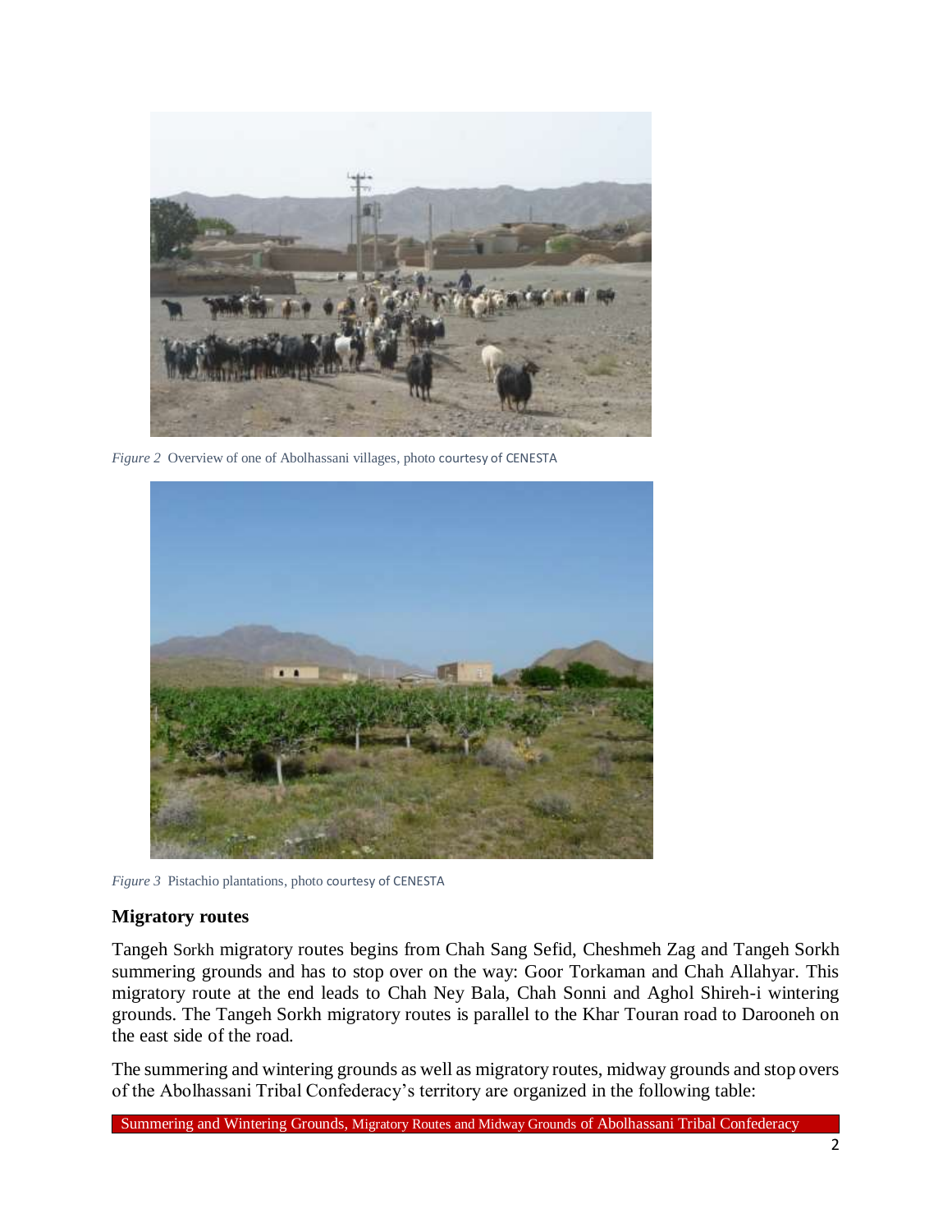*Figure 2* Overview of one of Abolhassani villages, photo courtesy of CENESTA

*Figure 3* Pistachio plantations, photo courtesy of CENESTA

### Migratory routes

Tangeh Sorkh migratory routes begins from Chah Sang Sefid, Cheshmeh Zag and Tangeh Sorkh summering grounds and has to stop over on the way: Goor Torkaman and Chah Allahyar. This migratory route at the end leads to Chah Ney Bala, Chah Sonni and Aghol Shireh-i wintering grounds. The Tangeh Sorkh migratory routes is parallel to the Khar Touran road to Darooneh on the east side of the road.

The summering and wintering grounds as well as migratory routes, midway grounds and stop overs of the Abolhassani Tribal Confederacy's territory are organized in the following table: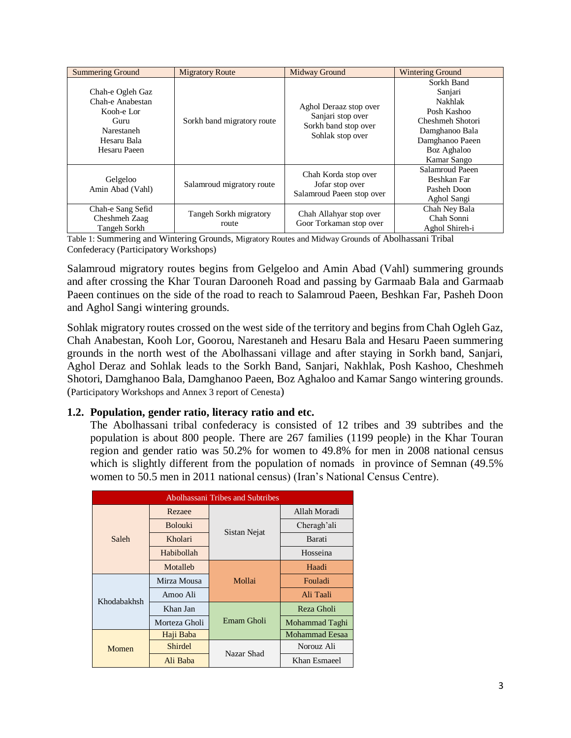| Summering Ground | Migratory Route | Midway Ground | Wintering Ground |
| --- | --- | --- | --- |
| Chah-e Ogleh Gaz<br>Chah-e Anabestan<br>Kooh-e Lor<br>Guru<br>Narestaneh<br>Hesaru Bala<br>Hesaru Paeen | Sorkh band migratory route | Aghol Deraaz stop over<br>Sanjari stop over<br>Sorkh band stop over<br>Sohlak stop over | Sorkh Band<br>Sanjari<br>Nakhlak<br>Posh Kashoo<br>Cheshmeh Shotori<br>Damghanoo Bala<br>Damghanoo Paeen<br>Boz Aghaloo<br>Kamar Sango |
| Gelgeloo<br>Amin Abad (Vahl) | Salamroud migratory route | Chah Korda stop over<br>Jofar stop over<br>Salamroud Paeen stop over | Salamroud Paeen<br>Beshkan Far<br>Pasheh Doon<br>Aghol Sangi |
| Chah-e Sang Sefid<br>Cheshmeh Zaag<br>Tangeh Sorkh | Tangeh Sorkh migratory route | Chah Allahyar stop over<br>Goor Torkaman stop over | Chah Ney Bala<br>Chah Sonni<br>Aghol Shireh-i |

Table 1: Summering and Wintering Grounds, Migratory Routes and Midway Grounds of Abolhassani Tribal Confederacy (Participatory Workshops)

Salamroud migratory routes begins from Gelgeloo and Amin Abad (Vahl) summering grounds and after crossing the Khar Touran Darooneh Road and passing by Garmaab Bala and Garmaab Paeen continues on the side of the road to reach to Salamroud Paeen, Beshkan Far, Pasheh Doon and Aghol Sangi wintering grounds.

Sohlak migratory routes crossed on the west side of the territory and begins from Chah Ogleh Gaz, Chah Anabestan, Kooh Lor, Goorou, Narestaneh and Hesaru Bala and Hesaru Paeen summering grounds in the north west of the Abolhassani village and after staying in Sorkh band, Sanjari, Aghol Deraz and Sohlak leads to the Sorkh Band, Sanjari, Nakhlak, Posh Kashoo, Cheshmeh Shotori, Damghanoo Bala, Damghanoo Paeen, Boz Aghaloo and Kamar Sango wintering grounds. (Participatory Workshops and Annex 3 report of Cenesta)

### 1.2. Population, gender ratio, literacy ratio and etc.

The Abolhassani tribal confederacy is consisted of 12 tribes and 39 subtribes and the population is about 800 people. There are 267 families (1199 people) in the Khar Touran region and gender ratio was 50.2% for women to 49.8% for men in 2008 national census which is slightly different from the population of nomads in province of Semnan (49.5% women to 50.5 men in 2011 national census) (Iran's National Census Centre).

| Abolhassani Tribes and Subtribes | | | |
| --- | --- | --- | --- |
| Saleh | Rezaee | Sistan Nejat | Allah Moradi |
| | Bolouki | | Cheragh'ali |
| | Kholari | | Barati |
| | Habibollah | | Hosseina |
| | Motalleb | Mollai | Haadi |
| Khodabakhsh | Mirza Mousa | | Fouladi |
| | Amoo Ali | | Ali Taali |
| | Khan Jan | Emam Gholi | Reza Gholi |
| | Morteza Gholi | | Mohammad Taghi |
| Momen | Haji Baba | | Mohammad Eesaa |
| | Shirdel | Nazar Shad | Norouz Ali |
| | Ali Baba | | Khan Esmaeel |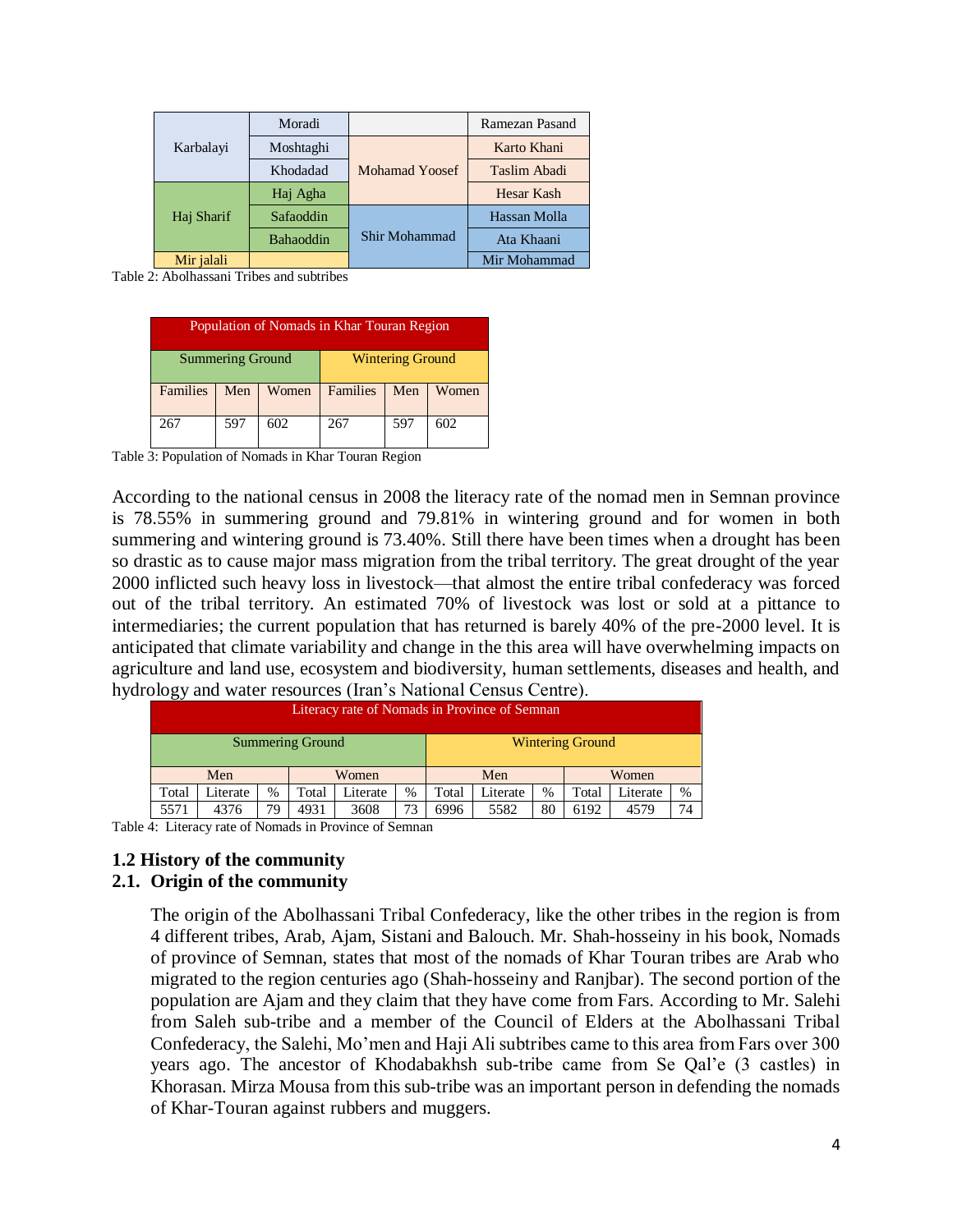| | | | |
|---|---|---|---|
| Karbalayi | Moradi | | Ramezan Pasand |
| | Moshtaghi | Mohamad Yoosef | Karto Khani |
| | Khodadad | | Taslim Abadi |
| Haj Sharif | Haj Agha | | Hesar Kash |
| | Safaoddin | Shir Mohammad | Hassan Molla |
| | Bahaoddin | | Ata Khaani |
| Mir jalali | | | Mir Mohammad |

Table 2: Abolhassani Tribes and subtribes

| Population of Nomads in Khar Touran Region | | | | | |
|---|---|---|---|---|---|
| Summering Ground | | | Wintering Ground | | |
| Families | Men | Women | Families | Men | Women |
| 267 | 597 | 602 | 267 | 597 | 602 |

Table 3: Population of Nomads in Khar Touran Region

According to the national census in 2008 the literacy rate of the nomad men in Semnan province is 78.55% in summering ground and 79.81% in wintering ground and for women in both summering and wintering ground is 73.40%. Still there have been times when a drought has been so drastic as to cause major mass migration from the tribal territory. The great drought of the year 2000 inflicted such heavy loss in livestock—that almost the entire tribal confederacy was forced out of the tribal territory. An estimated 70% of livestock was lost or sold at a pittance to intermediaries; the current population that has returned is barely 40% of the pre-2000 level. It is anticipated that climate variability and change in the this area will have overwhelming impacts on agriculture and land use, ecosystem and biodiversity, human settlements, diseases and health, and hydrology and water resources (Iran's National Census Centre).

| Literacy rate of Nomads in Province of Semnan | | | | | | | | | | | |
|---|---|---|---|---|---|---|---|---|---|---|---|
| Summering Ground | | | | | | Wintering Ground | | | | | |
| Men | | | Women | | | Men | | | Women | | |
| Total | Literate | % | Total | Literate | % | Total | Literate | % | Total | Literate | % |
| 5571 | 4376 | 79 | 4931 | 3608 | 73 | 6996 | 5582 | 80 | 6192 | 4579 | 74 |

Table 4: Literacy rate of Nomads in Province of Semnan

## 1.2 History of the community

## 2.1. Origin of the community

The origin of the Abolhassani Tribal Confederacy, like the other tribes in the region is from 4 different tribes, Arab, Ajam, Sistani and Balouch. Mr. Shah-hosseiny in his book, Nomads of province of Semnan, states that most of the nomads of Khar Touran tribes are Arab who migrated to the region centuries ago (Shah-hosseiny and Ranjbar). The second portion of the population are Ajam and they claim that they have come from Fars. According to Mr. Salehi from Saleh sub-tribe and a member of the Council of Elders at the Abolhassani Tribal Confederacy, the Salehi, Mo'men and Haji Ali subtribes came to this area from Fars over 300 years ago. The ancestor of Khodabakhsh sub-tribe came from Se Qal'e (3 castles) in Khorasan. Mirza Mousa from this sub-tribe was an important person in defending the nomads of Khar-Touran against rubbers and muggers.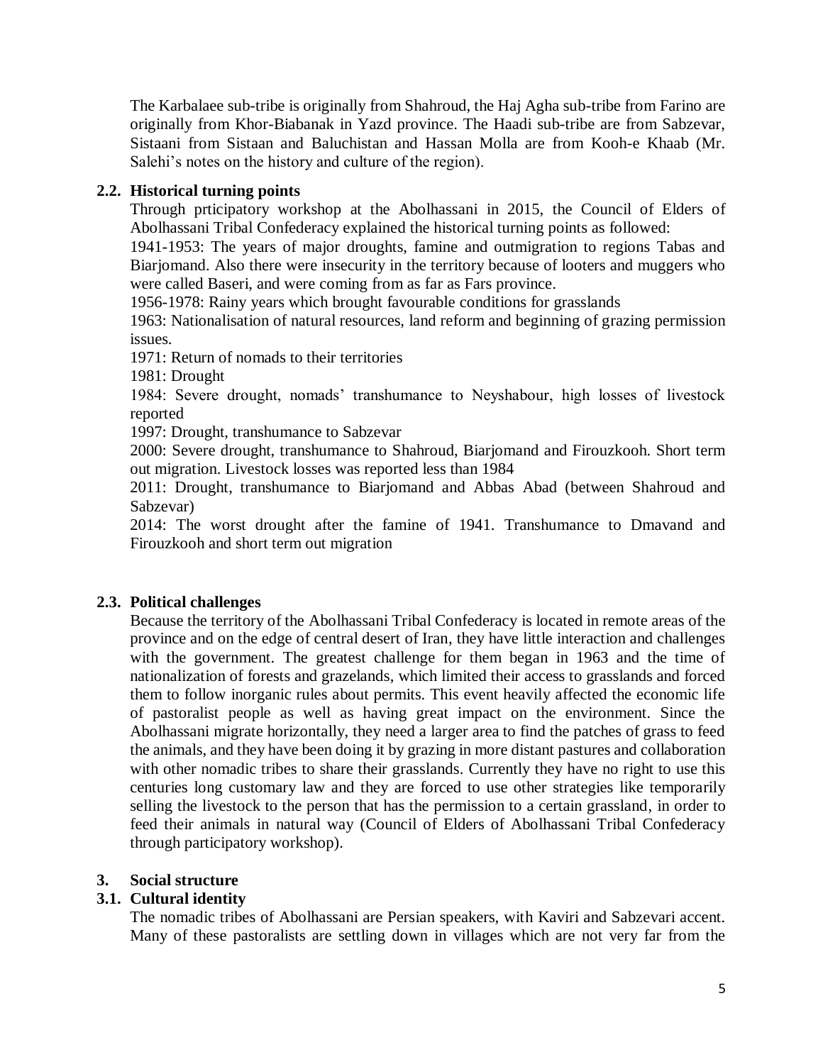The Karbalaee sub-tribe is originally from Shahroud, the Haj Agha sub-tribe from Farino are originally from Khor-Biabanak in Yazd province. The Haadi sub-tribe are from Sabzevar, Sistaani from Sistaan and Baluchistan and Hassan Molla are from Kooh-e Khaab (Mr. Salehi's notes on the history and culture of the region).

### 2.2. Historical turning points

Through prticipatory workshop at the Abolhassani in 2015, the Council of Elders of Abolhassani Tribal Confederacy explained the historical turning points as followed:

1941-1953: The years of major droughts, famine and outmigration to regions Tabas and Biarjomand. Also there were insecurity in the territory because of looters and muggers who were called Baseri, and were coming from as far as Fars province.

1956-1978: Rainy years which brought favourable conditions for grasslands

1963: Nationalisation of natural resources, land reform and beginning of grazing permission issues.

1971: Return of nomads to their territories

1981: Drought

1984: Severe drought, nomads' transhumance to Neyshabour, high losses of livestock reported

1997: Drought, transhumance to Sabzevar

2000: Severe drought, transhumance to Shahroud, Biarjomand and Firouzkooh. Short term out migration. Livestock losses was reported less than 1984

2011: Drought, transhumance to Biarjomand and Abbas Abad (between Shahroud and Sabzevar)

2014: The worst drought after the famine of 1941. Transhumance to Dmavand and Firouzkooh and short term out migration

### 2.3. Political challenges

Because the territory of the Abolhassani Tribal Confederacy is located in remote areas of the province and on the edge of central desert of Iran, they have little interaction and challenges with the government. The greatest challenge for them began in 1963 and the time of nationalization of forests and grazelands, which limited their access to grasslands and forced them to follow inorganic rules about permits. This event heavily affected the economic life of pastoralist people as well as having great impact on the environment. Since the Abolhassani migrate horizontally, they need a larger area to find the patches of grass to feed the animals, and they have been doing it by grazing in more distant pastures and collaboration with other nomadic tribes to share their grasslands. Currently they have no right to use this centuries long customary law and they are forced to use other strategies like temporarily selling the livestock to the person that has the permission to a certain grassland, in order to feed their animals in natural way (Council of Elders of Abolhassani Tribal Confederacy through participatory workshop).

## 3. Social structure

### 3.1. Cultural identity

The nomadic tribes of Abolhassani are Persian speakers, with Kaviri and Sabzevari accent. Many of these pastoralists are settling down in villages which are not very far from the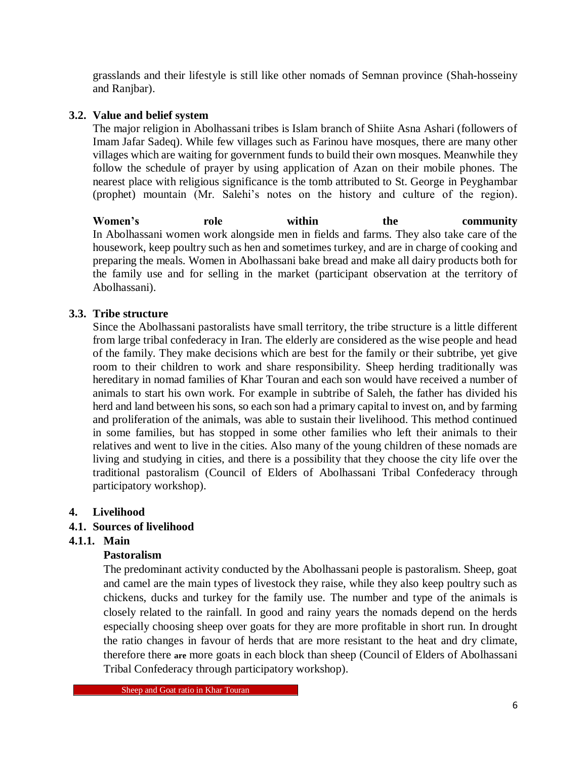grasslands and their lifestyle is still like other nomads of Semnan province (Shah-hosseiny and Ranjbar).

### 3.2. Value and belief system

The major religion in Abolhassani tribes is Islam branch of Shiite Asna Ashari (followers of Imam Jafar Sadeq). While few villages such as Farinou have mosques, there are many other villages which are waiting for government funds to build their own mosques. Meanwhile they follow the schedule of prayer by using application of Azan on their mobile phones. The nearest place with religious significance is the tomb attributed to St. George in Peyghambar (prophet) mountain (Mr. Salehi's notes on the history and culture of the region).

**Women's role within the community**

In Abolhassani women work alongside men in fields and farms. They also take care of the housework, keep poultry such as hen and sometimes turkey, and are in charge of cooking and preparing the meals. Women in Abolhassani bake bread and make all dairy products both for the family use and for selling in the market (participant observation at the territory of Abolhassani).

### 3.3. Tribe structure

Since the Abolhassani pastoralists have small territory, the tribe structure is a little different from large tribal confederacy in Iran. The elderly are considered as the wise people and head of the family. They make decisions which are best for the family or their subtribe, yet give room to their children to work and share responsibility. Sheep herding traditionally was hereditary in nomad families of Khar Touran and each son would have received a number of animals to start his own work. For example in subtribe of Saleh, the father has divided his herd and land between his sons, so each son had a primary capital to invest on, and by farming and proliferation of the animals, was able to sustain their livelihood. This method continued in some families, but has stopped in some other families who left their animals to their relatives and went to live in the cities. Also many of the young children of these nomads are living and studying in cities, and there is a possibility that they choose the city life over the traditional pastoralism (Council of Elders of Abolhassani Tribal Confederacy through participatory workshop).

## 4. Livelihood

### 4.1. Sources of livelihood

#### 4.1.1. Main

**Pastoralism**

The predominant activity conducted by the Abolhassani people is pastoralism. Sheep, goat and camel are the main types of livestock they raise, while they also keep poultry such as chickens, ducks and turkey for the family use. The number and type of the animals is closely related to the rainfall. In good and rainy years the nomads depend on the herds especially choosing sheep over goats for they are more profitable in short run. In drought the ratio changes in favour of herds that are more resistant to the heat and dry climate, therefore there are more goats in each block than sheep (Council of Elders of Abolhassani Tribal Confederacy through participatory workshop).

Sheep and Goat ratio in Khar Touran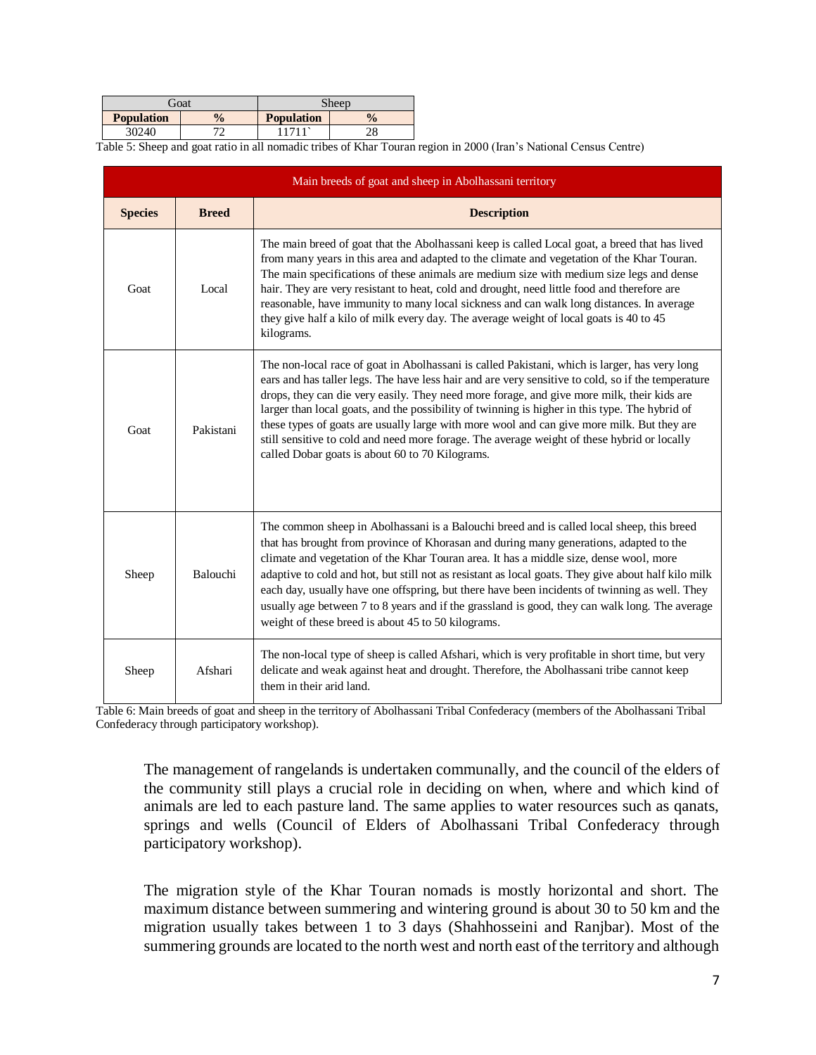| Goat | | Sheep | |
|---|---|---|---|
| **Population** | **%** | **Population** | **%** |
| 30240 | 72 | 11711` | 28 |

Table 5: Sheep and goat ratio in all nomadic tribes of Khar Touran region in 2000 (Iran's National Census Centre)

| Main breeds of goat and sheep in Abolhassani territory | | |
|---|---|---|
| **Species** | **Breed** | **Description** |
| Goat | Local | The main breed of goat that the Abolhassani keep is called Local goat, a breed that has lived from many years in this area and adapted to the climate and vegetation of the Khar Touran. The main specifications of these animals are medium size with medium size legs and dense hair. They are very resistant to heat, cold and drought, need little food and therefore are reasonable, have immunity to many local sickness and can walk long distances. In average they give half a kilo of milk every day. The average weight of local goats is 40 to 45 kilograms. |
| Goat | Pakistani | The non-local race of goat in Abolhassani is called Pakistani, which is larger, has very long ears and has taller legs. The have less hair and are very sensitive to cold, so if the temperature drops, they can die very easily. They need more forage, and give more milk, their kids are larger than local goats, and the possibility of twinning is higher in this type. The hybrid of these types of goats are usually large with more wool and can give more milk. But they are still sensitive to cold and need more forage. The average weight of these hybrid or locally called Dobar goats is about 60 to 70 Kilograms. |
| Sheep | Balouchi | The common sheep in Abolhassani is a Balouchi breed and is called local sheep, this breed that has brought from province of Khorasan and during many generations, adapted to the climate and vegetation of the Khar Touran area. It has a middle size, dense wool, more adaptive to cold and hot, but still not as resistant as local goats. They give about half kilo milk each day, usually have one offspring, but there have been incidents of twinning as well. They usually age between 7 to 8 years and if the grassland is good, they can walk long. The average weight of these breed is about 45 to 50 kilograms. |
| Sheep | Afshari | The non-local type of sheep is called Afshari, which is very profitable in short time, but very delicate and weak against heat and drought. Therefore, the Abolhassani tribe cannot keep them in their arid land. |

Table 6: Main breeds of goat and sheep in the territory of Abolhassani Tribal Confederacy (members of the Abolhassani Tribal Confederacy through participatory workshop).

The management of rangelands is undertaken communally, and the council of the elders of the community still plays a crucial role in deciding on when, where and which kind of animals are led to each pasture land. The same applies to water resources such as qanats, springs and wells (Council of Elders of Abolhassani Tribal Confederacy through participatory workshop).

The migration style of the Khar Touran nomads is mostly horizontal and short. The maximum distance between summering and wintering ground is about 30 to 50 km and the migration usually takes between 1 to 3 days (Shahhosseini and Ranjbar). Most of the summering grounds are located to the north west and north east of the territory and although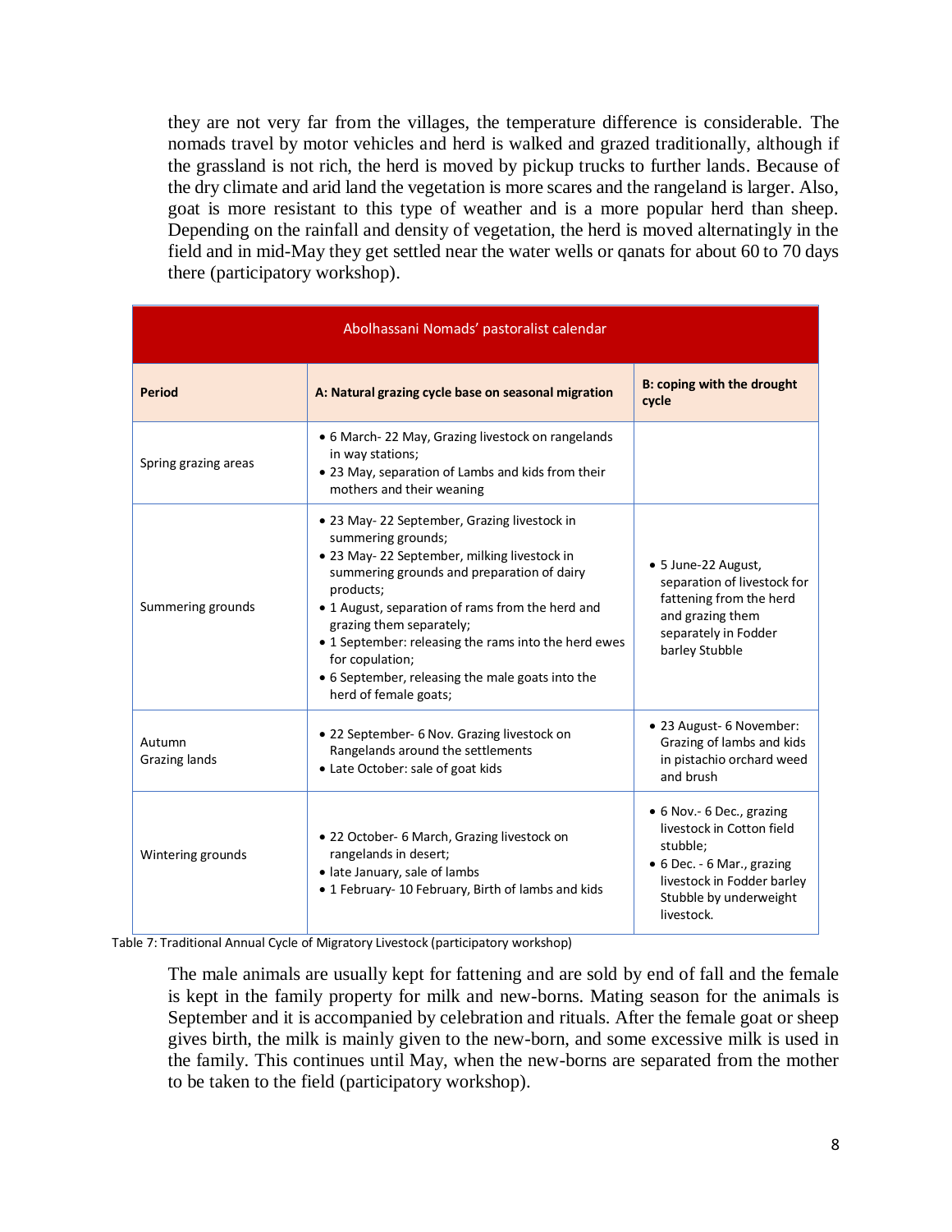they are not very far from the villages, the temperature difference is considerable. The nomads travel by motor vehicles and herd is walked and grazed traditionally, although if the grassland is not rich, the herd is moved by pickup trucks to further lands. Because of the dry climate and arid land the vegetation is more scares and the rangeland is larger. Also, goat is more resistant to this type of weather and is a more popular herd than sheep. Depending on the rainfall and density of vegetation, the herd is moved alternatingly in the field and in mid-May they get settled near the water wells or qanats for about 60 to 70 days there (participatory workshop).

| Abolhassani Nomads' pastoralist calendar | | |
|---|---|---|
| **Period** | **A: Natural grazing cycle base on seasonal migration** | **B: coping with the drought cycle** |
| Spring grazing areas | • 6 March- 22 May, Grazing livestock on rangelands in way stations;<br>• 23 May, separation of Lambs and kids from their mothers and their weaning | |
| Summering grounds | • 23 May- 22 September, Grazing livestock in summering grounds;<br>• 23 May- 22 September, milking livestock in summering grounds and preparation of dairy products;<br>• 1 August, separation of rams from the herd and grazing them separately;<br>• 1 September: releasing the rams into the herd ewes for copulation;<br>• 6 September, releasing the male goats into the herd of female goats; | • 5 June-22 August, separation of livestock for fattening from the herd and grazing them separately in Fodder barley Stubble |
| Autumn Grazing lands | • 22 September- 6 Nov. Grazing livestock on Rangelands around the settlements<br>• Late October: sale of goat kids | • 23 August- 6 November: Grazing of lambs and kids in pistachio orchard weed and brush |
| Wintering grounds | • 22 October- 6 March, Grazing livestock on rangelands in desert;<br>• late January, sale of lambs<br>• 1 February- 10 February, Birth of lambs and kids | • 6 Nov.- 6 Dec., grazing livestock in Cotton field stubble;<br>• 6 Dec. - 6 Mar., grazing livestock in Fodder barley Stubble by underweight livestock. |

Table 7: Traditional Annual Cycle of Migratory Livestock (participatory workshop)

The male animals are usually kept for fattening and are sold by end of fall and the female is kept in the family property for milk and new-borns. Mating season for the animals is September and it is accompanied by celebration and rituals. After the female goat or sheep gives birth, the milk is mainly given to the new-born, and some excessive milk is used in the family. This continues until May, when the new-borns are separated from the mother to be taken to the field (participatory workshop).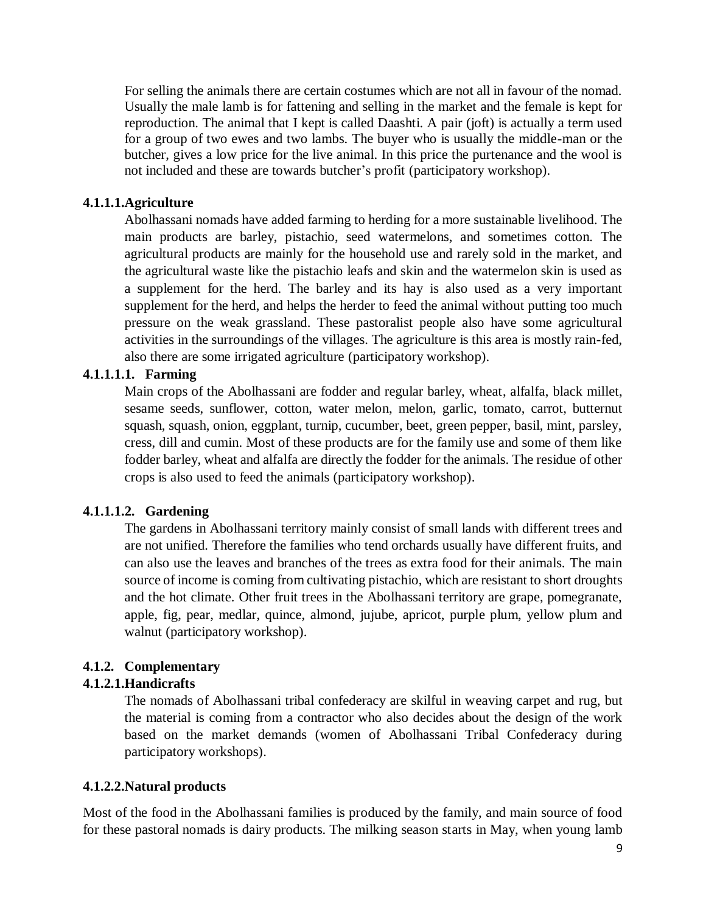For selling the animals there are certain costumes which are not all in favour of the nomad. Usually the male lamb is for fattening and selling in the market and the female is kept for reproduction. The animal that I kept is called Daashti. A pair (joft) is actually a term used for a group of two ewes and two lambs. The buyer who is usually the middle-man or the butcher, gives a low price for the live animal. In this price the purtenance and the wool is not included and these are towards butcher's profit (participatory workshop).

#### 4.1.1.1.Agriculture

Abolhassani nomads have added farming to herding for a more sustainable livelihood. The main products are barley, pistachio, seed watermelons, and sometimes cotton. The agricultural products are mainly for the household use and rarely sold in the market, and the agricultural waste like the pistachio leafs and skin and the watermelon skin is used as a supplement for the herd. The barley and its hay is also used as a very important supplement for the herd, and helps the herder to feed the animal without putting too much pressure on the weak grassland. These pastoralist people also have some agricultural activities in the surroundings of the villages. The agriculture is this area is mostly rain-fed, also there are some irrigated agriculture (participatory workshop).

##### 4.1.1.1.1. Farming

Main crops of the Abolhassani are fodder and regular barley, wheat, alfalfa, black millet, sesame seeds, sunflower, cotton, water melon, melon, garlic, tomato, carrot, butternut squash, squash, onion, eggplant, turnip, cucumber, beet, green pepper, basil, mint, parsley, cress, dill and cumin. Most of these products are for the family use and some of them like fodder barley, wheat and alfalfa are directly the fodder for the animals. The residue of other crops is also used to feed the animals (participatory workshop).

##### 4.1.1.1.2. Gardening

The gardens in Abolhassani territory mainly consist of small lands with different trees and are not unified. Therefore the families who tend orchards usually have different fruits, and can also use the leaves and branches of the trees as extra food for their animals. The main source of income is coming from cultivating pistachio, which are resistant to short droughts and the hot climate. Other fruit trees in the Abolhassani territory are grape, pomegranate, apple, fig, pear, medlar, quince, almond, jujube, apricot, purple plum, yellow plum and walnut (participatory workshop).

### 4.1.2. Complementary

#### 4.1.2.1.Handicrafts

The nomads of Abolhassani tribal confederacy are skilful in weaving carpet and rug, but the material is coming from a contractor who also decides about the design of the work based on the market demands (women of Abolhassani Tribal Confederacy during participatory workshops).

#### 4.1.2.2.Natural products

Most of the food in the Abolhassani families is produced by the family, and main source of food for these pastoral nomads is dairy products. The milking season starts in May, when young lamb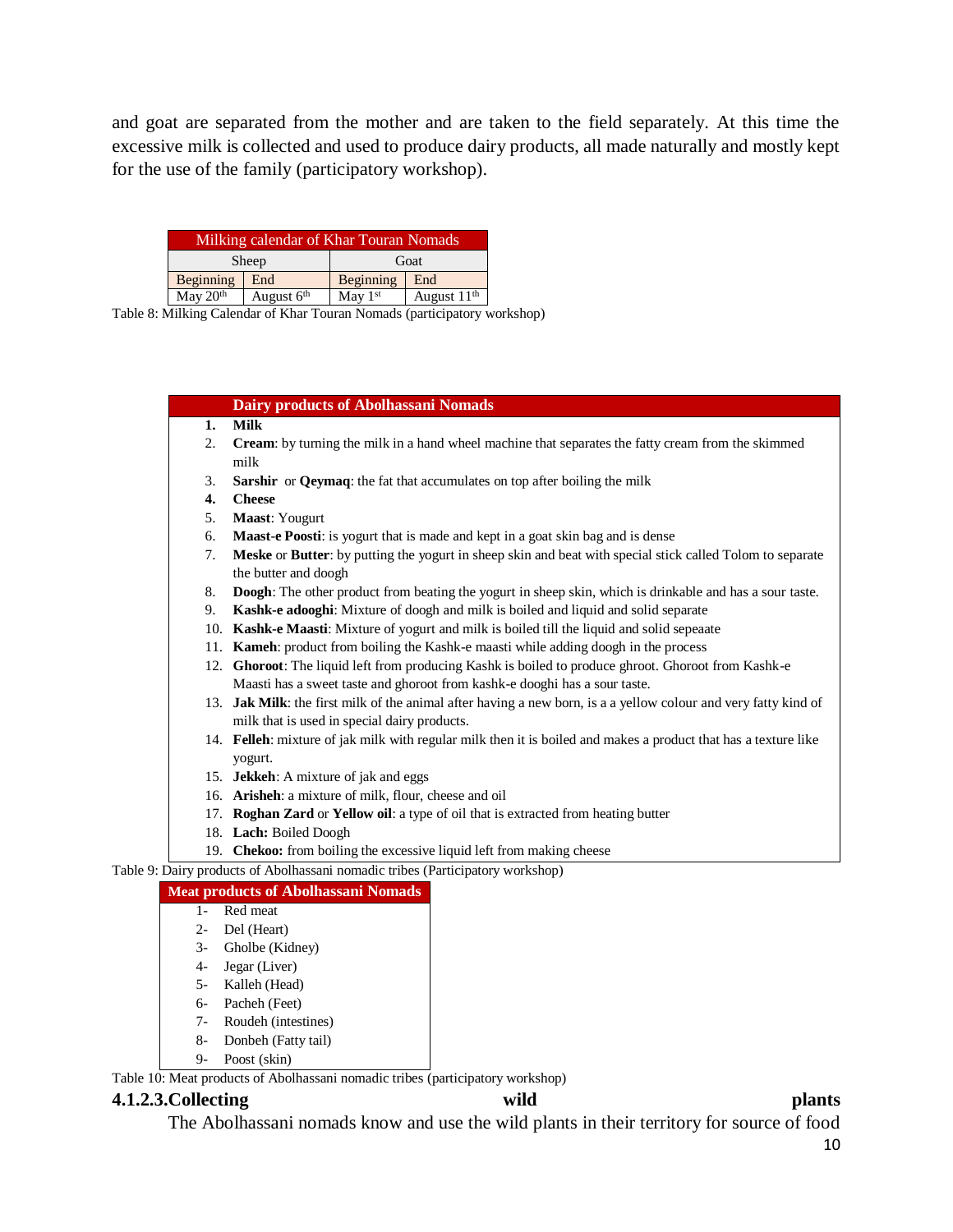and goat are separated from the mother and are taken to the field separately. At this time the excessive milk is collected and used to produce dairy products, all made naturally and mostly kept for the use of the family (participatory workshop).

| Milking calendar of Khar Touran Nomads | | | |
|---|---|---|---|
| Sheep | | Goat | |
| Beginning | End | Beginning | End |
| May 20th | August 6th | May 1st | August 11th |

Table 8: Milking Calendar of Khar Touran Nomads (participatory workshop)

**Dairy products of Abolhassani Nomads**

1. **Milk**
2. **Cream**: by turning the milk in a hand wheel machine that separates the fatty cream from the skimmed milk
3. **Sarshir** or **Qeymaq**: the fat that accumulates on top after boiling the milk
4. **Cheese**
5. **Maast**: Yougurt
6. **Maast-e Poosti**: is yogurt that is made and kept in a goat skin bag and is dense
7. **Meske** or **Butter**: by putting the yogurt in sheep skin and beat with special stick called Tolom to separate the butter and doogh
8. **Doogh**: The other product from beating the yogurt in sheep skin, which is drinkable and has a sour taste.
9. **Kashk-e adooghi**: Mixture of doogh and milk is boiled and liquid and solid separate
10. **Kashk-e Maasti**: Mixture of yogurt and milk is boiled till the liquid and solid sepeaate
11. **Kameh**: product from boiling the Kashk-e maasti while adding doogh in the process
12. **Ghoroot**: The liquid left from producing Kashk is boiled to produce ghroot. Ghoroot from Kashk-e Maasti has a sweet taste and ghoroot from kashk-e dooghi has a sour taste.
13. **Jak Milk**: the first milk of the animal after having a new born, is a a yellow colour and very fatty kind of milk that is used in special dairy products.
14. **Felleh**: mixture of jak milk with regular milk then it is boiled and makes a product that has a texture like yogurt.
15. **Jekkeh**: A mixture of jak and eggs
16. **Arisheh**: a mixture of milk, flour, cheese and oil
17. **Roghan Zard** or **Yellow oil**: a type of oil that is extracted from heating butter
18. **Lach:** Boiled Doogh
19. **Chekoo:** from boiling the excessive liquid left from making cheese

Table 9: Dairy products of Abolhassani nomadic tribes (Participatory workshop)

**Meat products of Abolhassani Nomads**

1- Red meat
2- Del (Heart)
3- Gholbe (Kidney)
4- Jegar (Liver)
5- Kalleh (Head)
6- Pacheh (Feet)
7- Roudeh (intestines)
8- Donbeh (Fatty tail)
9- Poost (skin)

Table 10: Meat products of Abolhassani nomadic tribes (participatory workshop)

#### 4.1.2.3. Collecting wild plants

The Abolhassani nomads know and use the wild plants in their territory for source of food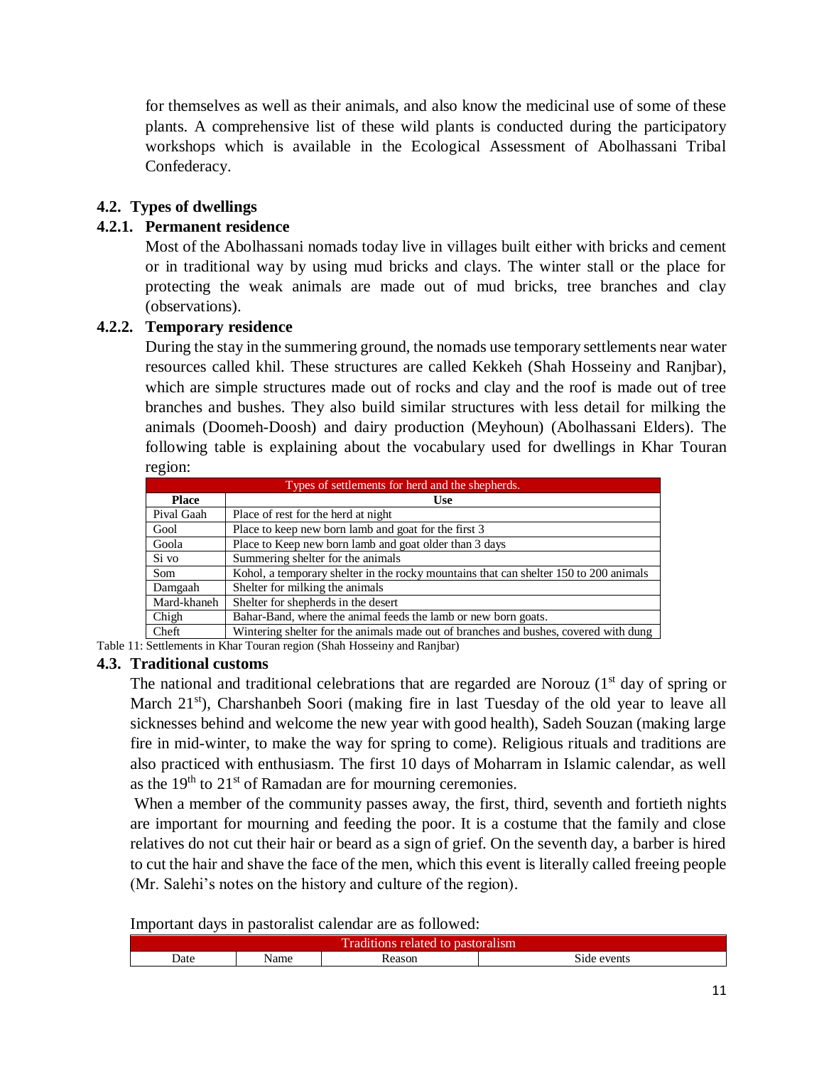for themselves as well as their animals, and also know the medicinal use of some of these plants. A comprehensive list of these wild plants is conducted during the participatory workshops which is available in the Ecological Assessment of Abolhassani Tribal Confederacy.

## 4.2. Types of dwellings

### 4.2.1. Permanent residence

Most of the Abolhassani nomads today live in villages built either with bricks and cement or in traditional way by using mud bricks and clays. The winter stall or the place for protecting the weak animals are made out of mud bricks, tree branches and clay (observations).

### 4.2.2. Temporary residence

During the stay in the summering ground, the nomads use temporary settlements near water resources called khil. These structures are called Kekkeh (Shah Hosseiny and Ranjbar), which are simple structures made out of rocks and clay and the roof is made out of tree branches and bushes. They also build similar structures with less detail for milking the animals (Doomeh-Doosh) and dairy production (Meyhoun) (Abolhassani Elders). The following table is explaining about the vocabulary used for dwellings in Khar Touran region:

| Types of settlements for herd and the shepherds. | |
|---|---|
| **Place** | **Use** |
| Pival Gaah | Place of rest for the herd at night |
| Gool | Place to keep new born lamb and goat for the first 3 |
| Goola | Place to Keep new born lamb and goat older than 3 days |
| Si vo | Summering shelter for the animals |
| Som | Kohol, a temporary shelter in the rocky mountains that can shelter 150 to 200 animals |
| Damgaah | Shelter for milking the animals |
| Mard-khaneh | Shelter for shepherds in the desert |
| Chigh | Bahar-Band, where the animal feeds the lamb or new born goats. |
| Cheft | Wintering shelter for the animals made out of branches and bushes, covered with dung |

Table 11: Settlements in Khar Touran region (Shah Hosseiny and Ranjbar)

## 4.3. Traditional customs

The national and traditional celebrations that are regarded are Norouz (1st day of spring or March 21st), Charshanbeh Soori (making fire in last Tuesday of the old year to leave all sicknesses behind and welcome the new year with good health), Sadeh Souzan (making large fire in mid-winter, to make the way for spring to come). Religious rituals and traditions are also practiced with enthusiasm. The first 10 days of Moharram in Islamic calendar, as well as the 19th to 21st of Ramadan are for mourning ceremonies.

When a member of the community passes away, the first, third, seventh and fortieth nights are important for mourning and feeding the poor. It is a costume that the family and close relatives do not cut their hair or beard as a sign of grief. On the seventh day, a barber is hired to cut the hair and shave the face of the men, which this event is literally called freeing people (Mr. Salehi's notes on the history and culture of the region).

Important days in pastoralist calendar are as followed:

| Traditions related to pastoralism | | | |
|---|---|---|---|
| Date | Name | Reason | Side events |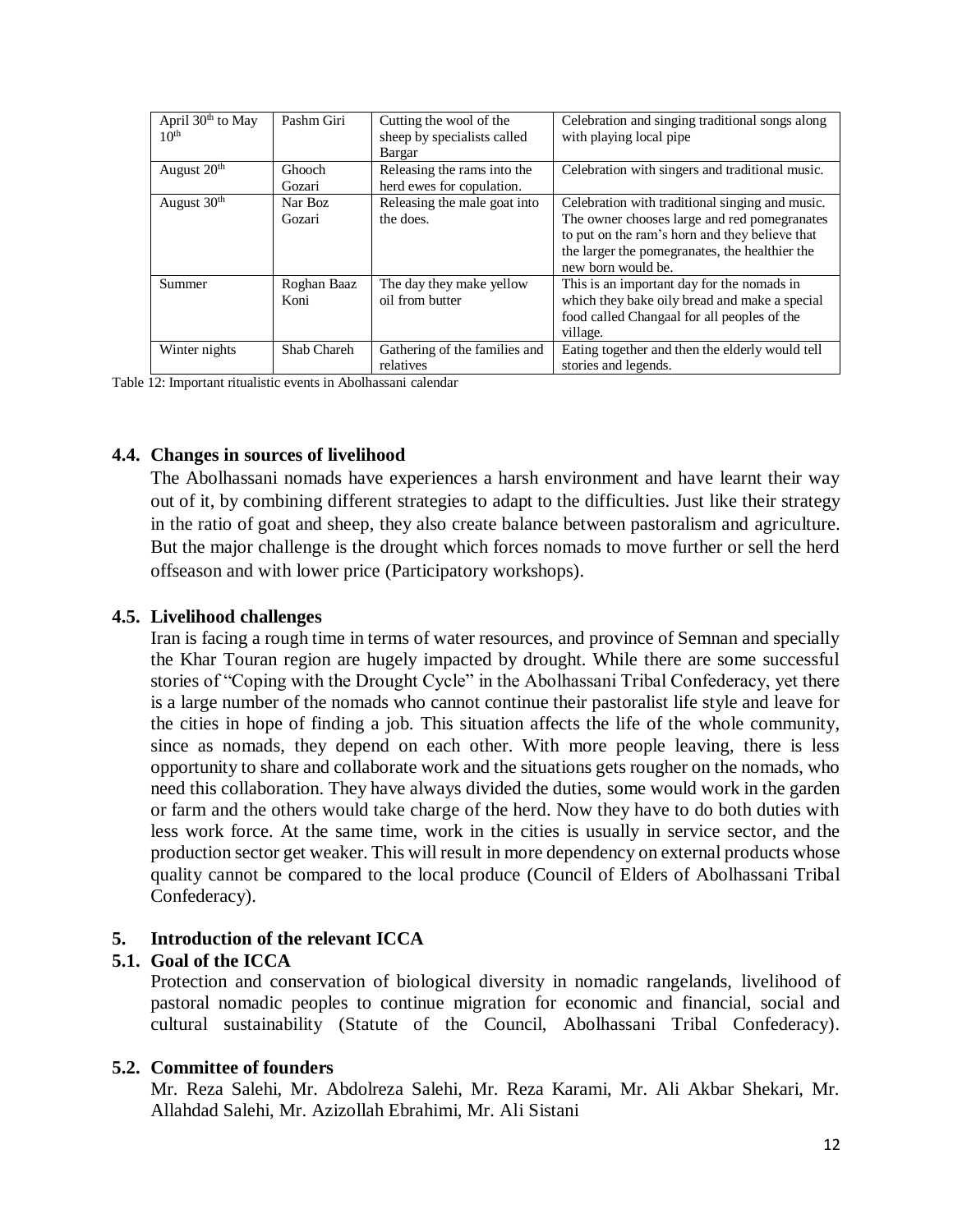| April 30th to May 10th | Pashm Giri | Cutting the wool of the sheep by specialists called Bargar | Celebration and singing traditional songs along with playing local pipe |
|---|---|---|---|
| August 20th | Ghooch Gozari | Releasing the rams into the herd ewes for copulation. | Celebration with singers and traditional music. |
| August 30th | Nar Boz Gozari | Releasing the male goat into the does. | Celebration with traditional singing and music. The owner chooses large and red pomegranates to put on the ram's horn and they believe that the larger the pomegranates, the healthier the new born would be. |
| Summer | Roghan Baaz Koni | The day they make yellow oil from butter | This is an important day for the nomads in which they bake oily bread and make a special food called Changaal for all peoples of the village. |
| Winter nights | Shab Chareh | Gathering of the families and relatives | Eating together and then the elderly would tell stories and legends. |

Table 12: Important ritualistic events in Abolhassani calendar

### 4.4. Changes in sources of livelihood

The Abolhassani nomads have experiences a harsh environment and have learnt their way out of it, by combining different strategies to adapt to the difficulties. Just like their strategy in the ratio of goat and sheep, they also create balance between pastoralism and agriculture. But the major challenge is the drought which forces nomads to move further or sell the herd offseason and with lower price (Participatory workshops).

### 4.5. Livelihood challenges

Iran is facing a rough time in terms of water resources, and province of Semnan and specially the Khar Touran region are hugely impacted by drought. While there are some successful stories of "Coping with the Drought Cycle" in the Abolhassani Tribal Confederacy, yet there is a large number of the nomads who cannot continue their pastoralist life style and leave for the cities in hope of finding a job. This situation affects the life of the whole community, since as nomads, they depend on each other. With more people leaving, there is less opportunity to share and collaborate work and the situations gets rougher on the nomads, who need this collaboration. They have always divided the duties, some would work in the garden or farm and the others would take charge of the herd. Now they have to do both duties with less work force. At the same time, work in the cities is usually in service sector, and the production sector get weaker. This will result in more dependency on external products whose quality cannot be compared to the local produce (Council of Elders of Abolhassani Tribal Confederacy).

## 5. Introduction of the relevant ICCA

### 5.1. Goal of the ICCA

Protection and conservation of biological diversity in nomadic rangelands, livelihood of pastoral nomadic peoples to continue migration for economic and financial, social and cultural sustainability (Statute of the Council, Abolhassani Tribal Confederacy).

### 5.2. Committee of founders

Mr. Reza Salehi, Mr. Abdolreza Salehi, Mr. Reza Karami, Mr. Ali Akbar Shekari, Mr. Allahdad Salehi, Mr. Azizollah Ebrahimi, Mr. Ali Sistani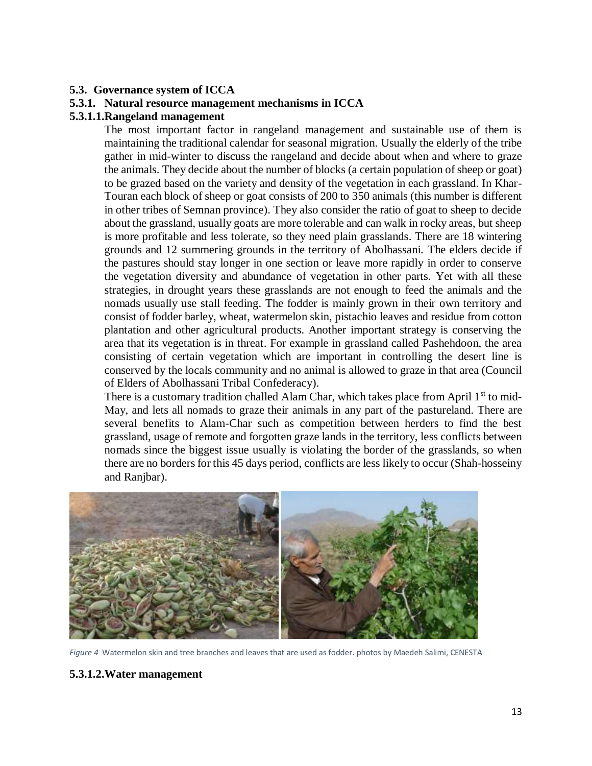### 5.3. Governance system of ICCA

### 5.3.1. Natural resource management mechanisms in ICCA

#### 5.3.1.1. Rangeland management

The most important factor in rangeland management and sustainable use of them is maintaining the traditional calendar for seasonal migration. Usually the elderly of the tribe gather in mid-winter to discuss the rangeland and decide about when and where to graze the animals. They decide about the number of blocks (a certain population of sheep or goat) to be grazed based on the variety and density of the vegetation in each grassland. In Khar-Touran each block of sheep or goat consists of 200 to 350 animals (this number is different in other tribes of Semnan province). They also consider the ratio of goat to sheep to decide about the grassland, usually goats are more tolerable and can walk in rocky areas, but sheep is more profitable and less tolerate, so they need plain grasslands. There are 18 wintering grounds and 12 summering grounds in the territory of Abolhassani. The elders decide if the pastures should stay longer in one section or leave more rapidly in order to conserve the vegetation diversity and abundance of vegetation in other parts. Yet with all these strategies, in drought years these grasslands are not enough to feed the animals and the nomads usually use stall feeding. The fodder is mainly grown in their own territory and consist of fodder barley, wheat, watermelon skin, pistachio leaves and residue from cotton plantation and other agricultural products. Another important strategy is conserving the area that its vegetation is in threat. For example in grassland called Pashehdoon, the area consisting of certain vegetation which are important in controlling the desert line is conserved by the locals community and no animal is allowed to graze in that area (Council of Elders of Abolhassani Tribal Confederacy).

There is a customary tradition challed Alam Char, which takes place from April 1st to mid-May, and lets all nomads to graze their animals in any part of the pastureland. There are several benefits to Alam-Char such as competition between herders to find the best grassland, usage of remote and forgotten graze lands in the territory, less conflicts between nomads since the biggest issue usually is violating the border of the grasslands, so when there are no borders for this 45 days period, conflicts are less likely to occur (Shah-hosseiny and Ranjbar).

*Figure 4* Watermelon skin and tree branches and leaves that are used as fodder. photos by Maedeh Salimi, CENESTA

#### 5.3.1.2. Water management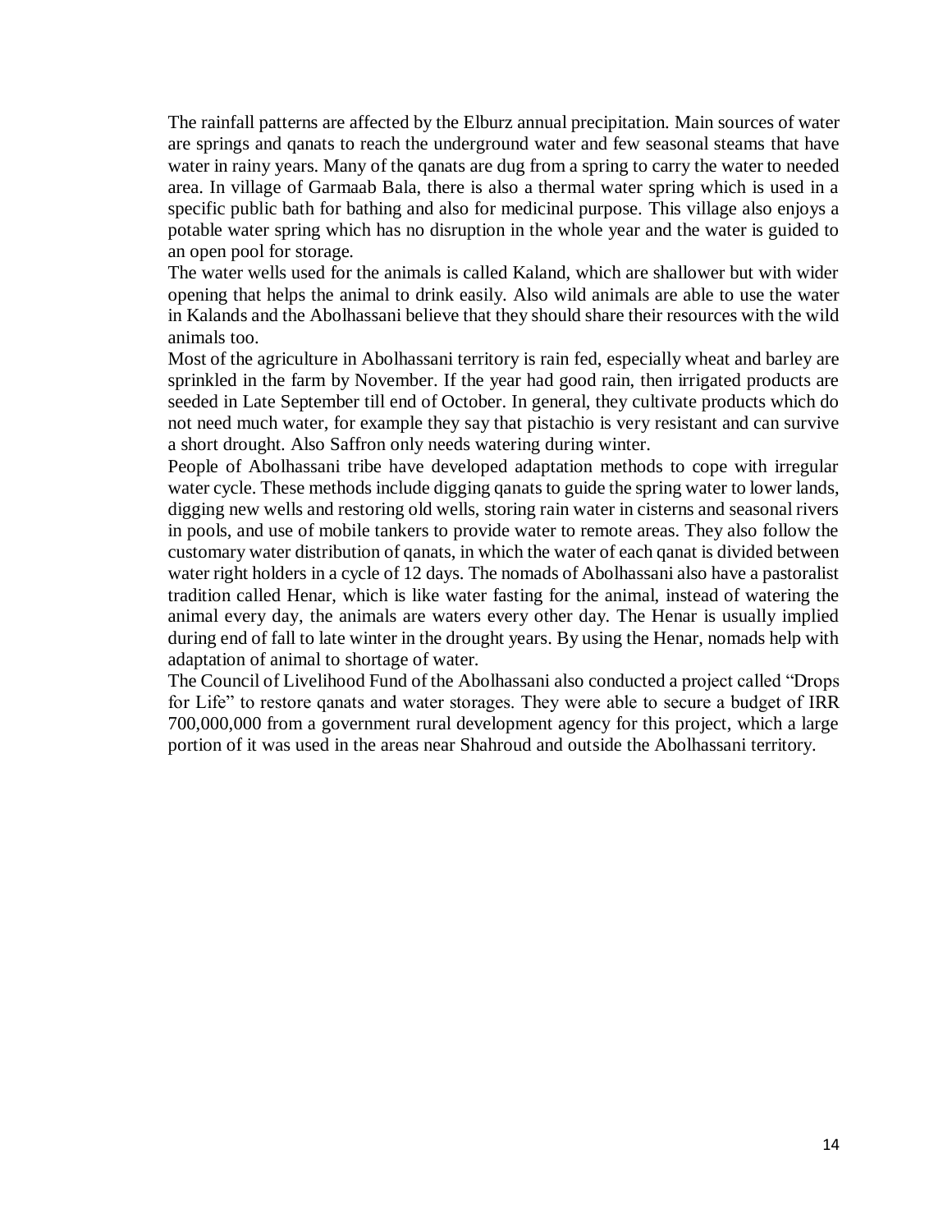The rainfall patterns are affected by the Elburz annual precipitation. Main sources of water are springs and qanats to reach the underground water and few seasonal steams that have water in rainy years. Many of the qanats are dug from a spring to carry the water to needed area. In village of Garmaab Bala, there is also a thermal water spring which is used in a specific public bath for bathing and also for medicinal purpose. This village also enjoys a potable water spring which has no disruption in the whole year and the water is guided to an open pool for storage.

The water wells used for the animals is called Kaland, which are shallower but with wider opening that helps the animal to drink easily. Also wild animals are able to use the water in Kalands and the Abolhassani believe that they should share their resources with the wild animals too.

Most of the agriculture in Abolhassani territory is rain fed, especially wheat and barley are sprinkled in the farm by November. If the year had good rain, then irrigated products are seeded in Late September till end of October. In general, they cultivate products which do not need much water, for example they say that pistachio is very resistant and can survive a short drought. Also Saffron only needs watering during winter.

People of Abolhassani tribe have developed adaptation methods to cope with irregular water cycle. These methods include digging qanats to guide the spring water to lower lands, digging new wells and restoring old wells, storing rain water in cisterns and seasonal rivers in pools, and use of mobile tankers to provide water to remote areas. They also follow the customary water distribution of qanats, in which the water of each qanat is divided between water right holders in a cycle of 12 days. The nomads of Abolhassani also have a pastoralist tradition called Henar, which is like water fasting for the animal, instead of watering the animal every day, the animals are waters every other day. The Henar is usually implied during end of fall to late winter in the drought years. By using the Henar, nomads help with adaptation of animal to shortage of water.

The Council of Livelihood Fund of the Abolhassani also conducted a project called "Drops for Life" to restore qanats and water storages. They were able to secure a budget of IRR 700,000,000 from a government rural development agency for this project, which a large portion of it was used in the areas near Shahroud and outside the Abolhassani territory.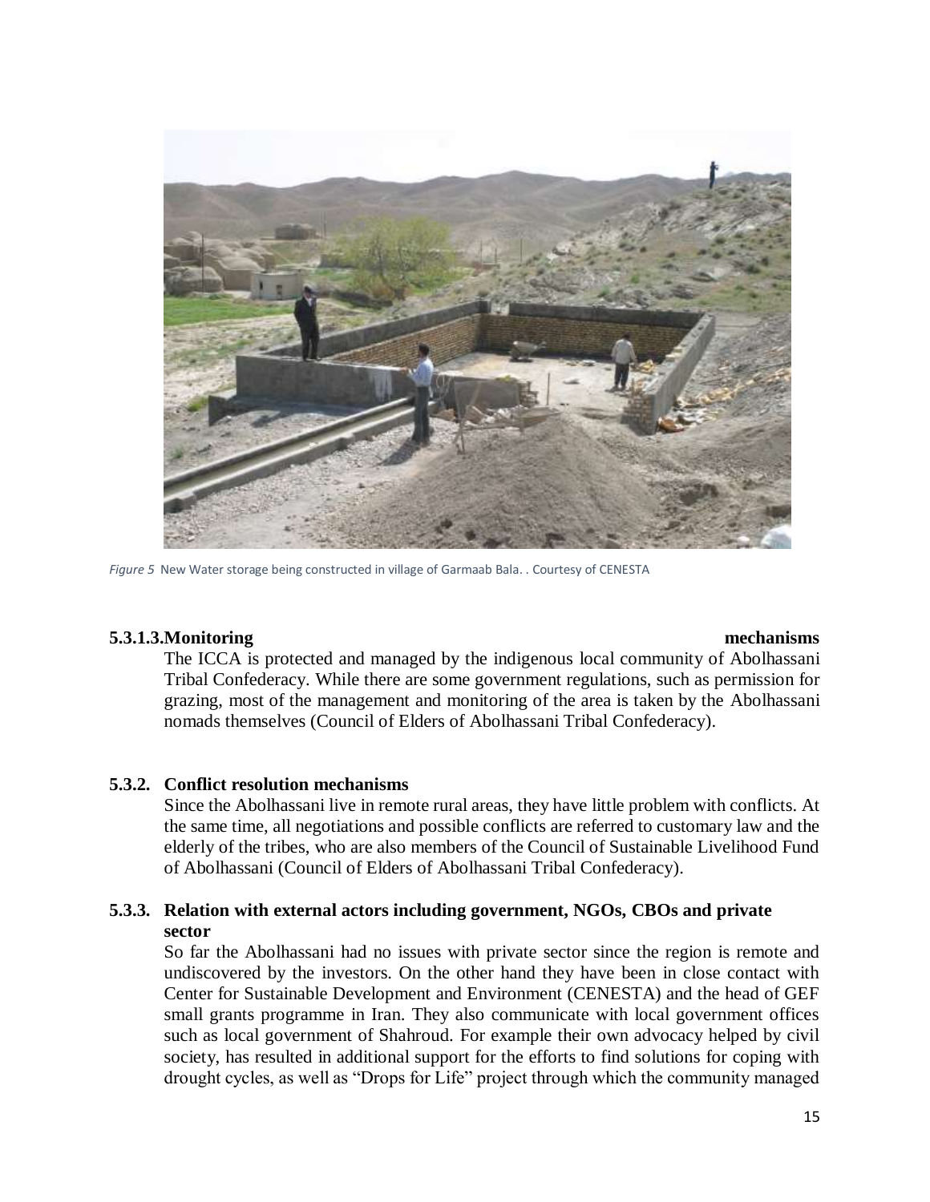*Figure 5* New Water storage being constructed in village of Garmaab Bala. . Courtesy of CENESTA

#### 5.3.1.3. Monitoring mechanisms

The ICCA is protected and managed by the indigenous local community of Abolhassani Tribal Confederacy. While there are some government regulations, such as permission for grazing, most of the management and monitoring of the area is taken by the Abolhassani nomads themselves (Council of Elders of Abolhassani Tribal Confederacy).

### 5.3.2. Conflict resolution mechanisms

Since the Abolhassani live in remote rural areas, they have little problem with conflicts. At the same time, all negotiations and possible conflicts are referred to customary law and the elderly of the tribes, who are also members of the Council of Sustainable Livelihood Fund of Abolhassani (Council of Elders of Abolhassani Tribal Confederacy).

### 5.3.3. Relation with external actors including government, NGOs, CBOs and private sector

So far the Abolhassani had no issues with private sector since the region is remote and undiscovered by the investors. On the other hand they have been in close contact with Center for Sustainable Development and Environment (CENESTA) and the head of GEF small grants programme in Iran. They also communicate with local government offices such as local government of Shahroud. For example their own advocacy helped by civil society, has resulted in additional support for the efforts to find solutions for coping with drought cycles, as well as "Drops for Life" project through which the community managed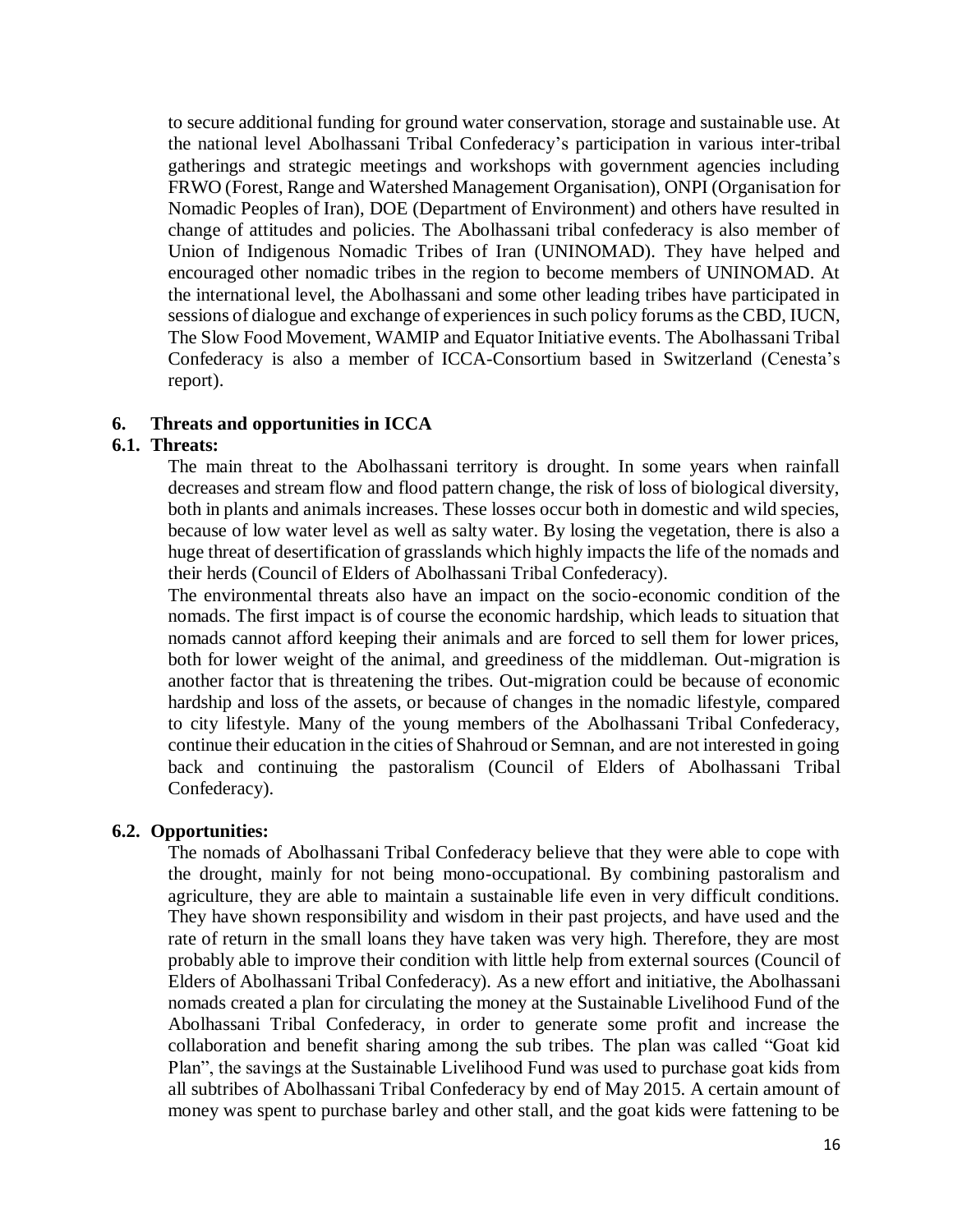to secure additional funding for ground water conservation, storage and sustainable use. At the national level Abolhassani Tribal Confederacy's participation in various inter-tribal gatherings and strategic meetings and workshops with government agencies including FRWO (Forest, Range and Watershed Management Organisation), ONPI (Organisation for Nomadic Peoples of Iran), DOE (Department of Environment) and others have resulted in change of attitudes and policies. The Abolhassani tribal confederacy is also member of Union of Indigenous Nomadic Tribes of Iran (UNINOMAD). They have helped and encouraged other nomadic tribes in the region to become members of UNINOMAD. At the international level, the Abolhassani and some other leading tribes have participated in sessions of dialogue and exchange of experiences in such policy forums as the CBD, IUCN, The Slow Food Movement, WAMIP and Equator Initiative events. The Abolhassani Tribal Confederacy is also a member of ICCA-Consortium based in Switzerland (Cenesta's report).

## 6. Threats and opportunities in ICCA

### 6.1. Threats:

The main threat to the Abolhassani territory is drought. In some years when rainfall decreases and stream flow and flood pattern change, the risk of loss of biological diversity, both in plants and animals increases. These losses occur both in domestic and wild species, because of low water level as well as salty water. By losing the vegetation, there is also a huge threat of desertification of grasslands which highly impacts the life of the nomads and their herds (Council of Elders of Abolhassani Tribal Confederacy).

The environmental threats also have an impact on the socio-economic condition of the nomads. The first impact is of course the economic hardship, which leads to situation that nomads cannot afford keeping their animals and are forced to sell them for lower prices, both for lower weight of the animal, and greediness of the middleman. Out-migration is another factor that is threatening the tribes. Out-migration could be because of economic hardship and loss of the assets, or because of changes in the nomadic lifestyle, compared to city lifestyle. Many of the young members of the Abolhassani Tribal Confederacy, continue their education in the cities of Shahroud or Semnan, and are not interested in going back and continuing the pastoralism (Council of Elders of Abolhassani Tribal Confederacy).

### 6.2. Opportunities:

The nomads of Abolhassani Tribal Confederacy believe that they were able to cope with the drought, mainly for not being mono-occupational. By combining pastoralism and agriculture, they are able to maintain a sustainable life even in very difficult conditions. They have shown responsibility and wisdom in their past projects, and have used and the rate of return in the small loans they have taken was very high. Therefore, they are most probably able to improve their condition with little help from external sources (Council of Elders of Abolhassani Tribal Confederacy). As a new effort and initiative, the Abolhassani nomads created a plan for circulating the money at the Sustainable Livelihood Fund of the Abolhassani Tribal Confederacy, in order to generate some profit and increase the collaboration and benefit sharing among the sub tribes. The plan was called "Goat kid Plan", the savings at the Sustainable Livelihood Fund was used to purchase goat kids from all subtribes of Abolhassani Tribal Confederacy by end of May 2015. A certain amount of money was spent to purchase barley and other stall, and the goat kids were fattening to be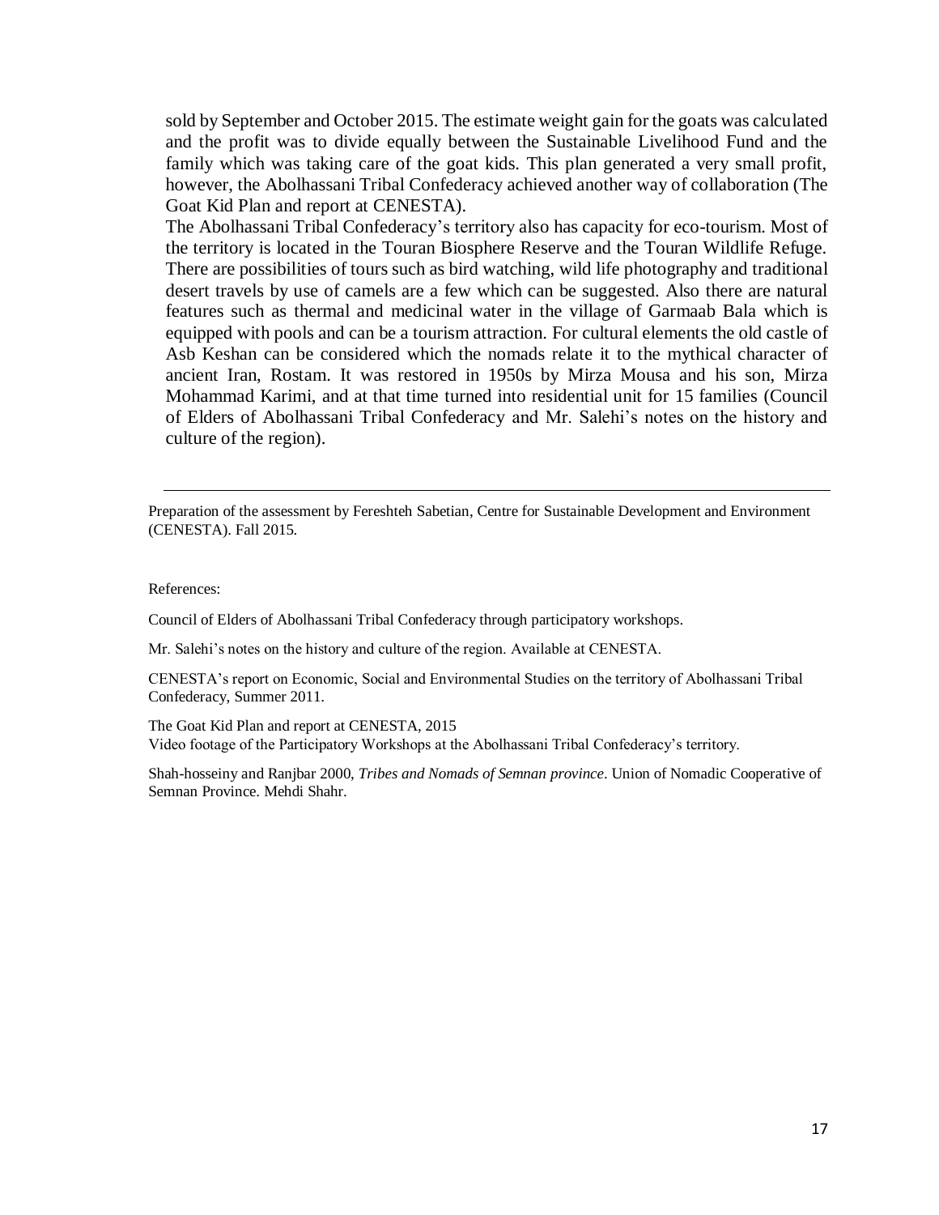sold by September and October 2015. The estimate weight gain for the goats was calculated and the profit was to divide equally between the Sustainable Livelihood Fund and the family which was taking care of the goat kids. This plan generated a very small profit, however, the Abolhassani Tribal Confederacy achieved another way of collaboration (The Goat Kid Plan and report at CENESTA).

The Abolhassani Tribal Confederacy's territory also has capacity for eco-tourism. Most of the territory is located in the Touran Biosphere Reserve and the Touran Wildlife Refuge. There are possibilities of tours such as bird watching, wild life photography and traditional desert travels by use of camels are a few which can be suggested. Also there are natural features such as thermal and medicinal water in the village of Garmaab Bala which is equipped with pools and can be a tourism attraction. For cultural elements the old castle of Asb Keshan can be considered which the nomads relate it to the mythical character of ancient Iran, Rostam. It was restored in 1950s by Mirza Mousa and his son, Mirza Mohammad Karimi, and at that time turned into residential unit for 15 families (Council of Elders of Abolhassani Tribal Confederacy and Mr. Salehi's notes on the history and culture of the region).

---

Preparation of the assessment by Fereshteh Sabetian, Centre for Sustainable Development and Environment (CENESTA). Fall 2015.

References:

Council of Elders of Abolhassani Tribal Confederacy through participatory workshops.

Mr. Salehi's notes on the history and culture of the region. Available at CENESTA.

CENESTA's report on Economic, Social and Environmental Studies on the territory of Abolhassani Tribal Confederacy, Summer 2011.

The Goat Kid Plan and report at CENESTA, 2015
Video footage of the Participatory Workshops at the Abolhassani Tribal Confederacy's territory.

Shah-hosseiny and Ranjbar 2000, *Tribes and Nomads of Semnan province*. Union of Nomadic Cooperative of Semnan Province. Mehdi Shahr.